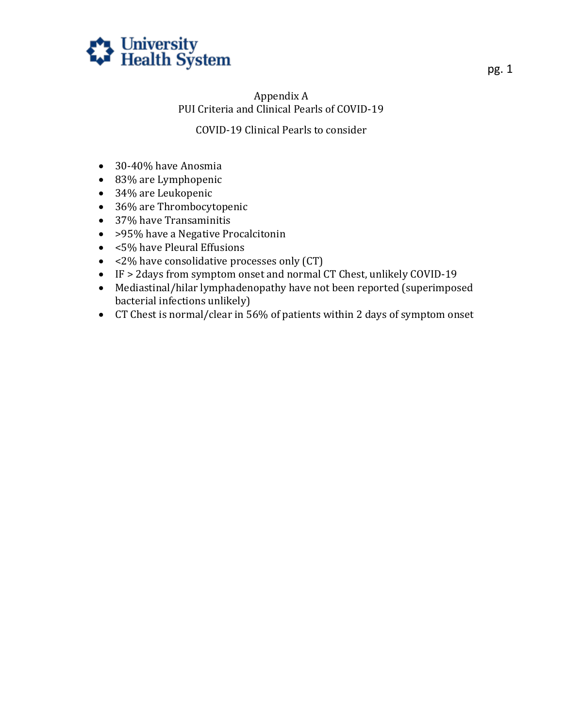## Appendix A
## PUI Criteria and Clinical Pearls of COVID-19

### COVID-19 Clinical Pearls to consider

- 30-40% have Anosmia
- 83% are Lymphopenic
- 34% are Leukopenic
- 36% are Thrombocytopenic
- 37% have Transaminitis
- >95% have a Negative Procalcitonin
- <5% have Pleural Effusions
- <2% have consolidative processes only (CT)
- IF > 2days from symptom onset and normal CT Chest, unlikely COVID-19
- Mediastinal/hilar lymphadenopathy have not been reported (superimposed bacterial infections unlikely)
- CT Chest is normal/clear in 56% of patients within 2 days of symptom onset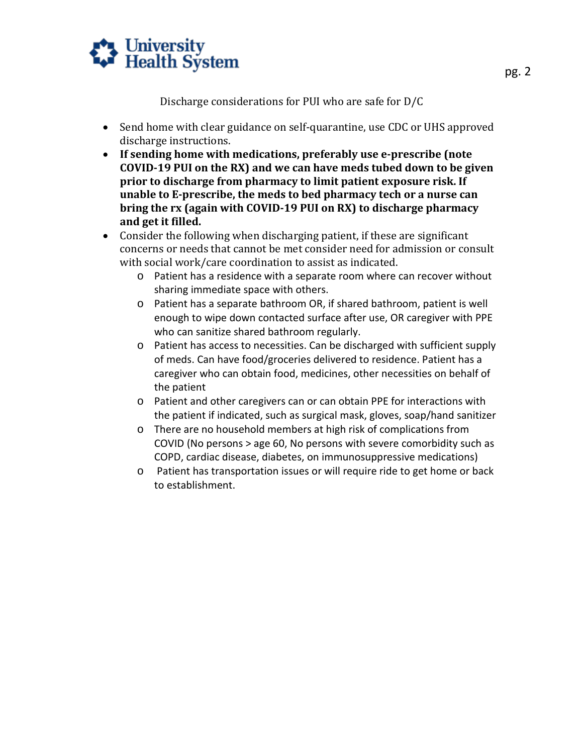Discharge considerations for PUI who are safe for D/C

- Send home with clear guidance on self-quarantine, use CDC or UHS approved discharge instructions.
- **If sending home with medications, preferably use e-prescribe (note COVID-19 PUI on the RX) and we can have meds tubed down to be given prior to discharge from pharmacy to limit patient exposure risk. If unable to E-prescribe, the meds to bed pharmacy tech or a nurse can bring the rx (again with COVID-19 PUI on RX) to discharge pharmacy and get it filled.**
- Consider the following when discharging patient, if these are significant concerns or needs that cannot be met consider need for admission or consult with social work/care coordination to assist as indicated.
  - Patient has a residence with a separate room where can recover without sharing immediate space with others.
  - Patient has a separate bathroom OR, if shared bathroom, patient is well enough to wipe down contacted surface after use, OR caregiver with PPE who can sanitize shared bathroom regularly.
  - Patient has access to necessities. Can be discharged with sufficient supply of meds. Can have food/groceries delivered to residence. Patient has a caregiver who can obtain food, medicines, other necessities on behalf of the patient
  - Patient and other caregivers can or can obtain PPE for interactions with the patient if indicated, such as surgical mask, gloves, soap/hand sanitizer
  - There are no household members at high risk of complications from COVID (No persons > age 60, No persons with severe comorbidity such as COPD, cardiac disease, diabetes, on immunosuppressive medications)
  - Patient has transportation issues or will require ride to get home or back to establishment.